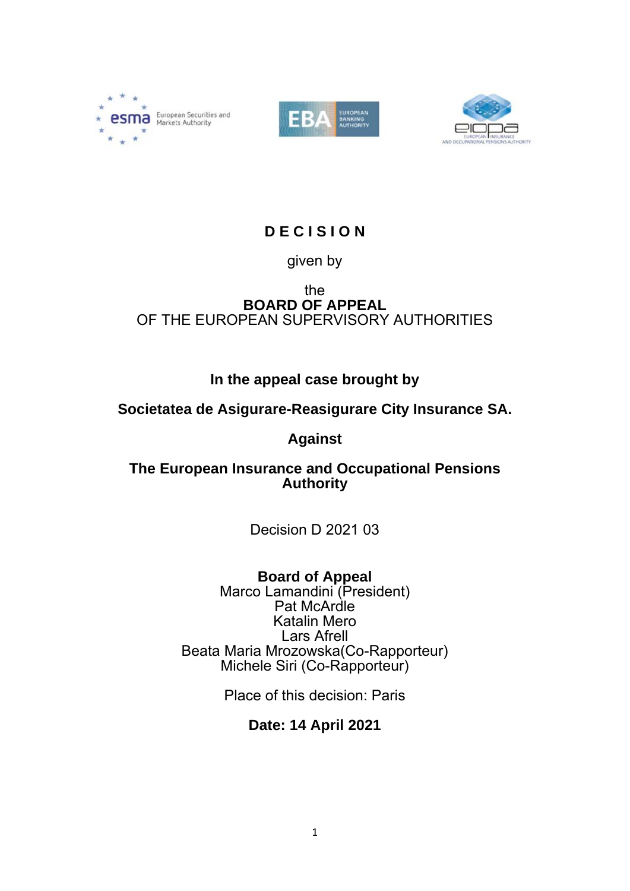# D E C I S I O N

given by

the
**BOARD OF APPEAL**
OF THE EUROPEAN SUPERVISORY AUTHORITIES

**In the appeal case brought by**

**Societatea de Asigurare-Reasigurare City Insurance SA.**

**Against**

**The European Insurance and Occupational Pensions Authority**

Decision D 2021 03

**Board of Appeal**
Marco Lamandini (President)
Pat McArdle
Katalin Mero
Lars Afrell
Beata Maria Mrozowska(Co-Rapporteur)
Michele Siri (Co-Rapporteur)

Place of this decision: Paris

**Date: 14 April 2021**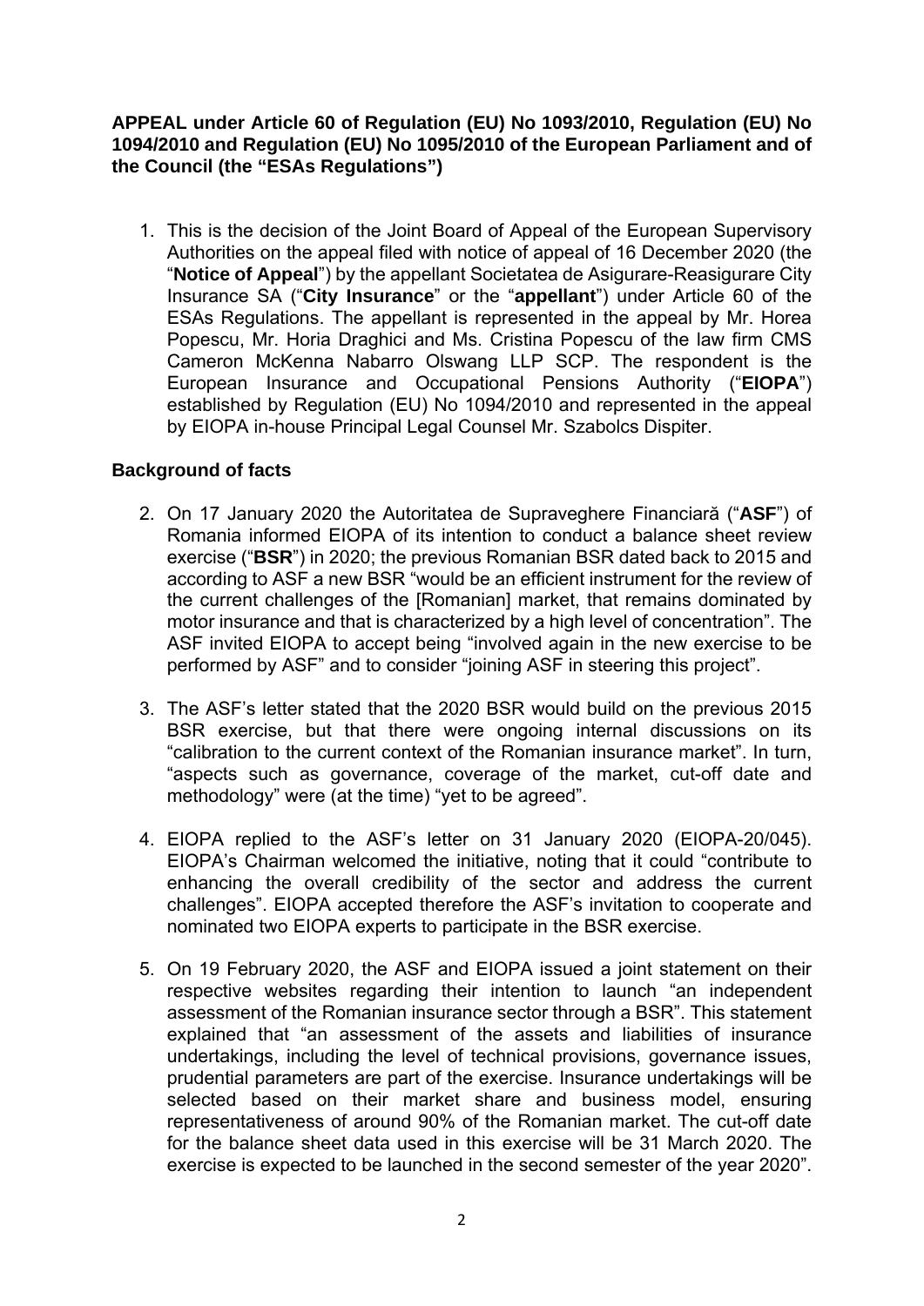**APPEAL under Article 60 of Regulation (EU) No 1093/2010, Regulation (EU) No 1094/2010 and Regulation (EU) No 1095/2010 of the European Parliament and of the Council (the "ESAs Regulations")**

1. This is the decision of the Joint Board of Appeal of the European Supervisory Authorities on the appeal filed with notice of appeal of 16 December 2020 (the "**Notice of Appeal**") by the appellant Societatea de Asigurare-Reasigurare City Insurance SA ("**City Insurance**" or the "**appellant**") under Article 60 of the ESAs Regulations. The appellant is represented in the appeal by Mr. Horea Popescu, Mr. Horia Draghici and Ms. Cristina Popescu of the law firm CMS Cameron McKenna Nabarro Olswang LLP SCP. The respondent is the European Insurance and Occupational Pensions Authority ("**EIOPA**") established by Regulation (EU) No 1094/2010 and represented in the appeal by EIOPA in-house Principal Legal Counsel Mr. Szabolcs Dispiter.

**Background of facts**

2. On 17 January 2020 the Autoritatea de Supraveghere Financiară ("**ASF**") of Romania informed EIOPA of its intention to conduct a balance sheet review exercise ("**BSR**") in 2020; the previous Romanian BSR dated back to 2015 and according to ASF a new BSR "would be an efficient instrument for the review of the current challenges of the [Romanian] market, that remains dominated by motor insurance and that is characterized by a high level of concentration". The ASF invited EIOPA to accept being "involved again in the new exercise to be performed by ASF" and to consider "joining ASF in steering this project".

3. The ASF's letter stated that the 2020 BSR would build on the previous 2015 BSR exercise, but that there were ongoing internal discussions on its "calibration to the current context of the Romanian insurance market". In turn, "aspects such as governance, coverage of the market, cut-off date and methodology" were (at the time) "yet to be agreed".

4. EIOPA replied to the ASF's letter on 31 January 2020 (EIOPA-20/045). EIOPA's Chairman welcomed the initiative, noting that it could "contribute to enhancing the overall credibility of the sector and address the current challenges". EIOPA accepted therefore the ASF's invitation to cooperate and nominated two EIOPA experts to participate in the BSR exercise.

5. On 19 February 2020, the ASF and EIOPA issued a joint statement on their respective websites regarding their intention to launch "an independent assessment of the Romanian insurance sector through a BSR". This statement explained that "an assessment of the assets and liabilities of insurance undertakings, including the level of technical provisions, governance issues, prudential parameters are part of the exercise. Insurance undertakings will be selected based on their market share and business model, ensuring representativeness of around 90% of the Romanian market. The cut-off date for the balance sheet data used in this exercise will be 31 March 2020. The exercise is expected to be launched in the second semester of the year 2020".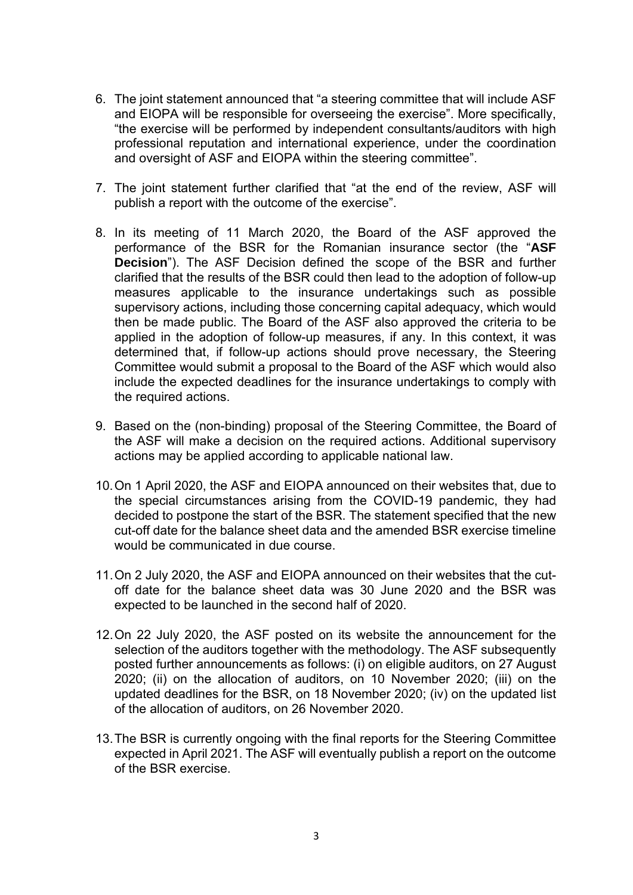6. The joint statement announced that "a steering committee that will include ASF and EIOPA will be responsible for overseeing the exercise". More specifically, "the exercise will be performed by independent consultants/auditors with high professional reputation and international experience, under the coordination and oversight of ASF and EIOPA within the steering committee".

7. The joint statement further clarified that "at the end of the review, ASF will publish a report with the outcome of the exercise".

8. In its meeting of 11 March 2020, the Board of the ASF approved the performance of the BSR for the Romanian insurance sector (the "**ASF Decision**"). The ASF Decision defined the scope of the BSR and further clarified that the results of the BSR could then lead to the adoption of follow-up measures applicable to the insurance undertakings such as possible supervisory actions, including those concerning capital adequacy, which would then be made public. The Board of the ASF also approved the criteria to be applied in the adoption of follow-up measures, if any. In this context, it was determined that, if follow-up actions should prove necessary, the Steering Committee would submit a proposal to the Board of the ASF which would also include the expected deadlines for the insurance undertakings to comply with the required actions.

9. Based on the (non-binding) proposal of the Steering Committee, the Board of the ASF will make a decision on the required actions. Additional supervisory actions may be applied according to applicable national law.

10. On 1 April 2020, the ASF and EIOPA announced on their websites that, due to the special circumstances arising from the COVID-19 pandemic, they had decided to postpone the start of the BSR. The statement specified that the new cut-off date for the balance sheet data and the amended BSR exercise timeline would be communicated in due course.

11. On 2 July 2020, the ASF and EIOPA announced on their websites that the cut-off date for the balance sheet data was 30 June 2020 and the BSR was expected to be launched in the second half of 2020.

12. On 22 July 2020, the ASF posted on its website the announcement for the selection of the auditors together with the methodology. The ASF subsequently posted further announcements as follows: (i) on eligible auditors, on 27 August 2020; (ii) on the allocation of auditors, on 10 November 2020; (iii) on the updated deadlines for the BSR, on 18 November 2020; (iv) on the updated list of the allocation of auditors, on 26 November 2020.

13. The BSR is currently ongoing with the final reports for the Steering Committee expected in April 2021. The ASF will eventually publish a report on the outcome of the BSR exercise.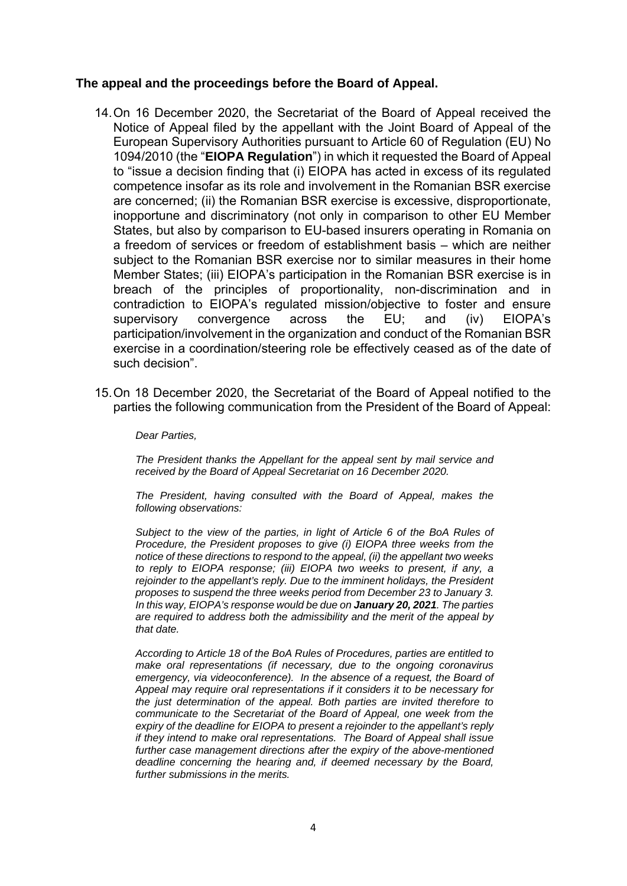**The appeal and the proceedings before the Board of Appeal.**

14. On 16 December 2020, the Secretariat of the Board of Appeal received the Notice of Appeal filed by the appellant with the Joint Board of Appeal of the European Supervisory Authorities pursuant to Article 60 of Regulation (EU) No 1094/2010 (the "**EIOPA Regulation**") in which it requested the Board of Appeal to "issue a decision finding that (i) EIOPA has acted in excess of its regulated competence insofar as its role and involvement in the Romanian BSR exercise are concerned; (ii) the Romanian BSR exercise is excessive, disproportionate, inopportune and discriminatory (not only in comparison to other EU Member States, but also by comparison to EU-based insurers operating in Romania on a freedom of services or freedom of establishment basis – which are neither subject to the Romanian BSR exercise nor to similar measures in their home Member States; (iii) EIOPA's participation in the Romanian BSR exercise is in breach of the principles of proportionality, non-discrimination and in contradiction to EIOPA's regulated mission/objective to foster and ensure supervisory convergence across the EU; and (iv) EIOPA's participation/involvement in the organization and conduct of the Romanian BSR exercise in a coordination/steering role be effectively ceased as of the date of such decision".

15. On 18 December 2020, the Secretariat of the Board of Appeal notified to the parties the following communication from the President of the Board of Appeal:

> *Dear Parties,*
>
> *The President thanks the Appellant for the appeal sent by mail service and received by the Board of Appeal Secretariat on 16 December 2020.*
>
> *The President, having consulted with the Board of Appeal, makes the following observations:*
>
> *Subject to the view of the parties, in light of Article 6 of the BoA Rules of Procedure, the President proposes to give (i) EIOPA three weeks from the notice of these directions to respond to the appeal, (ii) the appellant two weeks to reply to EIOPA response; (iii) EIOPA two weeks to present, if any, a rejoinder to the appellant's reply. Due to the imminent holidays, the President proposes to suspend the three weeks period from December 23 to January 3. In this way, EIOPA's response would be due on **January 20, 2021**. The parties are required to address both the admissibility and the merit of the appeal by that date.*
>
> *According to Article 18 of the BoA Rules of Procedures, parties are entitled to make oral representations (if necessary, due to the ongoing coronavirus emergency, via videoconference). In the absence of a request, the Board of Appeal may require oral representations if it considers it to be necessary for the just determination of the appeal. Both parties are invited therefore to communicate to the Secretariat of the Board of Appeal, one week from the expiry of the deadline for EIOPA to present a rejoinder to the appellant's reply if they intend to make oral representations. The Board of Appeal shall issue further case management directions after the expiry of the above-mentioned deadline concerning the hearing and, if deemed necessary by the Board, further submissions in the merits.*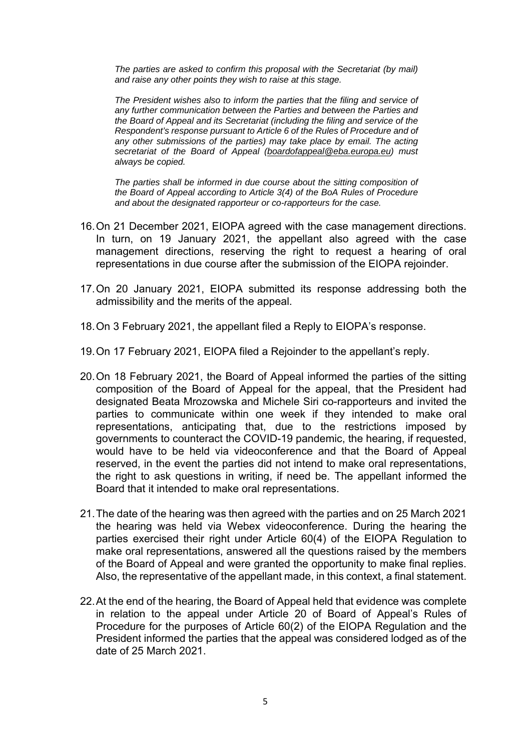*The parties are asked to confirm this proposal with the Secretariat (by mail) and raise any other points they wish to raise at this stage.*

*The President wishes also to inform the parties that the filing and service of any further communication between the Parties and between the Parties and the Board of Appeal and its Secretariat (including the filing and service of the Respondent's response pursuant to Article 6 of the Rules of Procedure and of any other submissions of the parties) may take place by email. The acting secretariat of the Board of Appeal (boardofappeal@eba.europa.eu) must always be copied.*

*The parties shall be informed in due course about the sitting composition of the Board of Appeal according to Article 3(4) of the BoA Rules of Procedure and about the designated rapporteur or co-rapporteurs for the case.*

16. On 21 December 2021, EIOPA agreed with the case management directions. In turn, on 19 January 2021, the appellant also agreed with the case management directions, reserving the right to request a hearing of oral representations in due course after the submission of the EIOPA rejoinder.

17. On 20 January 2021, EIOPA submitted its response addressing both the admissibility and the merits of the appeal.

18. On 3 February 2021, the appellant filed a Reply to EIOPA's response.

19. On 17 February 2021, EIOPA filed a Rejoinder to the appellant's reply.

20. On 18 February 2021, the Board of Appeal informed the parties of the sitting composition of the Board of Appeal for the appeal, that the President had designated Beata Mrozowska and Michele Siri co-rapporteurs and invited the parties to communicate within one week if they intended to make oral representations, anticipating that, due to the restrictions imposed by governments to counteract the COVID-19 pandemic, the hearing, if requested, would have to be held via videoconference and that the Board of Appeal reserved, in the event the parties did not intend to make oral representations, the right to ask questions in writing, if need be. The appellant informed the Board that it intended to make oral representations.

21. The date of the hearing was then agreed with the parties and on 25 March 2021 the hearing was held via Webex videoconference. During the hearing the parties exercised their right under Article 60(4) of the EIOPA Regulation to make oral representations, answered all the questions raised by the members of the Board of Appeal and were granted the opportunity to make final replies. Also, the representative of the appellant made, in this context, a final statement.

22. At the end of the hearing, the Board of Appeal held that evidence was complete in relation to the appeal under Article 20 of Board of Appeal's Rules of Procedure for the purposes of Article 60(2) of the EIOPA Regulation and the President informed the parties that the appeal was considered lodged as of the date of 25 March 2021.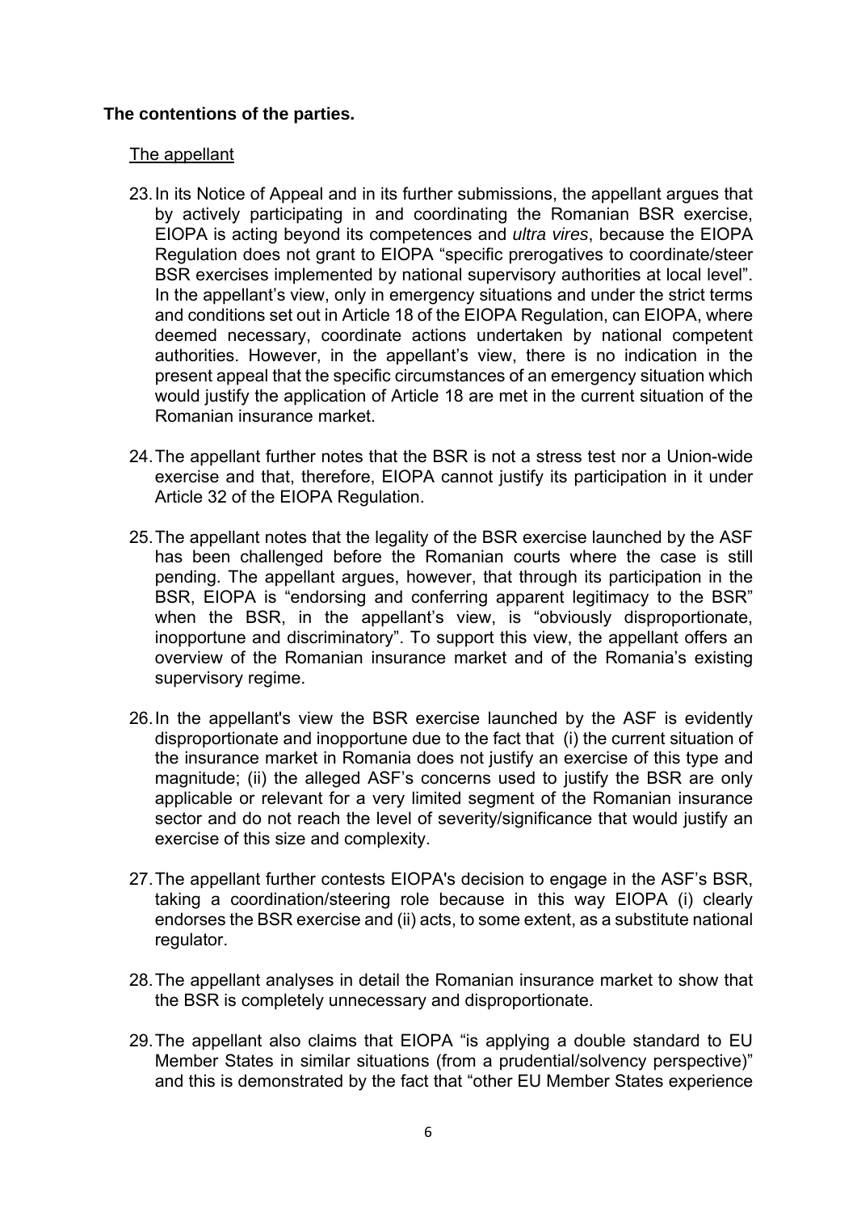**The contentions of the parties.**

The appellant

23. In its Notice of Appeal and in its further submissions, the appellant argues that by actively participating in and coordinating the Romanian BSR exercise, EIOPA is acting beyond its competences and *ultra vires*, because the EIOPA Regulation does not grant to EIOPA "specific prerogatives to coordinate/steer BSR exercises implemented by national supervisory authorities at local level". In the appellant's view, only in emergency situations and under the strict terms and conditions set out in Article 18 of the EIOPA Regulation, can EIOPA, where deemed necessary, coordinate actions undertaken by national competent authorities. However, in the appellant's view, there is no indication in the present appeal that the specific circumstances of an emergency situation which would justify the application of Article 18 are met in the current situation of the Romanian insurance market.

24. The appellant further notes that the BSR is not a stress test nor a Union-wide exercise and that, therefore, EIOPA cannot justify its participation in it under Article 32 of the EIOPA Regulation.

25. The appellant notes that the legality of the BSR exercise launched by the ASF has been challenged before the Romanian courts where the case is still pending. The appellant argues, however, that through its participation in the BSR, EIOPA is "endorsing and conferring apparent legitimacy to the BSR" when the BSR, in the appellant's view, is "obviously disproportionate, inopportune and discriminatory". To support this view, the appellant offers an overview of the Romanian insurance market and of the Romania's existing supervisory regime.

26. In the appellant's view the BSR exercise launched by the ASF is evidently disproportionate and inopportune due to the fact that (i) the current situation of the insurance market in Romania does not justify an exercise of this type and magnitude; (ii) the alleged ASF's concerns used to justify the BSR are only applicable or relevant for a very limited segment of the Romanian insurance sector and do not reach the level of severity/significance that would justify an exercise of this size and complexity.

27. The appellant further contests EIOPA's decision to engage in the ASF's BSR, taking a coordination/steering role because in this way EIOPA (i) clearly endorses the BSR exercise and (ii) acts, to some extent, as a substitute national regulator.

28. The appellant analyses in detail the Romanian insurance market to show that the BSR is completely unnecessary and disproportionate.

29. The appellant also claims that EIOPA "is applying a double standard to EU Member States in similar situations (from a prudential/solvency perspective)" and this is demonstrated by the fact that "other EU Member States experience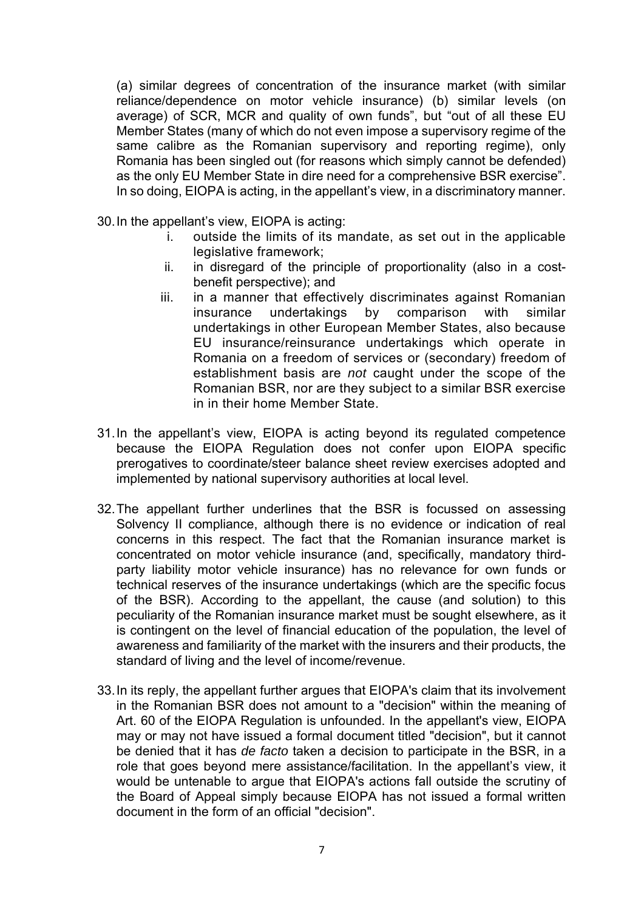(a) similar degrees of concentration of the insurance market (with similar reliance/dependence on motor vehicle insurance) (b) similar levels (on average) of SCR, MCR and quality of own funds", but "out of all these EU Member States (many of which do not even impose a supervisory regime of the same calibre as the Romanian supervisory and reporting regime), only Romania has been singled out (for reasons which simply cannot be defended) as the only EU Member State in dire need for a comprehensive BSR exercise". In so doing, EIOPA is acting, in the appellant's view, in a discriminatory manner.

30. In the appellant's view, EIOPA is acting:
    i. outside the limits of its mandate, as set out in the applicable legislative framework;
    ii. in disregard of the principle of proportionality (also in a cost-benefit perspective); and
    iii. in a manner that effectively discriminates against Romanian insurance undertakings by comparison with similar undertakings in other European Member States, also because EU insurance/reinsurance undertakings which operate in Romania on a freedom of services or (secondary) freedom of establishment basis are *not* caught under the scope of the Romanian BSR, nor are they subject to a similar BSR exercise in in their home Member State.

31. In the appellant's view, EIOPA is acting beyond its regulated competence because the EIOPA Regulation does not confer upon EIOPA specific prerogatives to coordinate/steer balance sheet review exercises adopted and implemented by national supervisory authorities at local level.

32. The appellant further underlines that the BSR is focussed on assessing Solvency II compliance, although there is no evidence or indication of real concerns in this respect. The fact that the Romanian insurance market is concentrated on motor vehicle insurance (and, specifically, mandatory third-party liability motor vehicle insurance) has no relevance for own funds or technical reserves of the insurance undertakings (which are the specific focus of the BSR). According to the appellant, the cause (and solution) to this peculiarity of the Romanian insurance market must be sought elsewhere, as it is contingent on the level of financial education of the population, the level of awareness and familiarity of the market with the insurers and their products, the standard of living and the level of income/revenue.

33. In its reply, the appellant further argues that EIOPA's claim that its involvement in the Romanian BSR does not amount to a "decision" within the meaning of Art. 60 of the EIOPA Regulation is unfounded. In the appellant's view, EIOPA may or may not have issued a formal document titled "decision", but it cannot be denied that it has *de facto* taken a decision to participate in the BSR, in a role that goes beyond mere assistance/facilitation. In the appellant's view, it would be untenable to argue that EIOPA's actions fall outside the scrutiny of the Board of Appeal simply because EIOPA has not issued a formal written document in the form of an official "decision".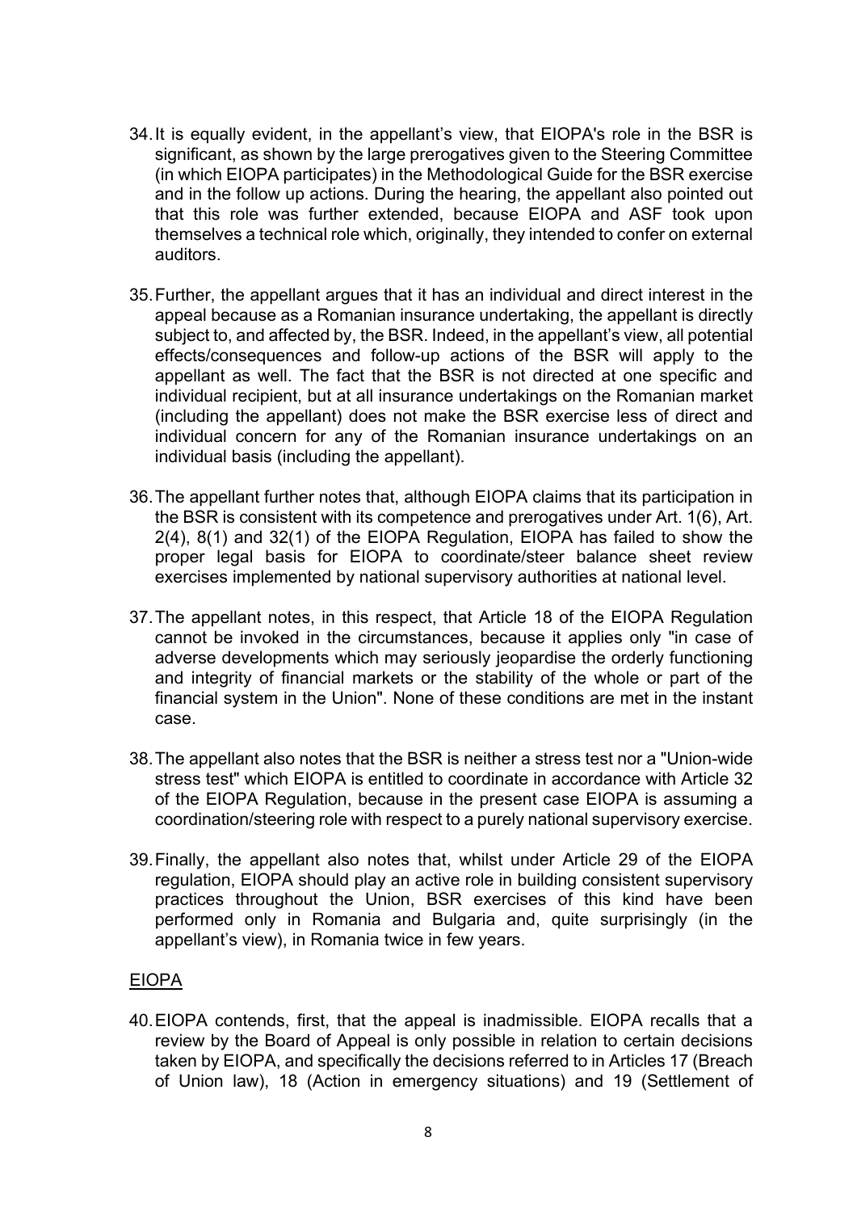34. It is equally evident, in the appellant's view, that EIOPA's role in the BSR is significant, as shown by the large prerogatives given to the Steering Committee (in which EIOPA participates) in the Methodological Guide for the BSR exercise and in the follow up actions. During the hearing, the appellant also pointed out that this role was further extended, because EIOPA and ASF took upon themselves a technical role which, originally, they intended to confer on external auditors.

35. Further, the appellant argues that it has an individual and direct interest in the appeal because as a Romanian insurance undertaking, the appellant is directly subject to, and affected by, the BSR. Indeed, in the appellant's view, all potential effects/consequences and follow-up actions of the BSR will apply to the appellant as well. The fact that the BSR is not directed at one specific and individual recipient, but at all insurance undertakings on the Romanian market (including the appellant) does not make the BSR exercise less of direct and individual concern for any of the Romanian insurance undertakings on an individual basis (including the appellant).

36. The appellant further notes that, although EIOPA claims that its participation in the BSR is consistent with its competence and prerogatives under Art. 1(6), Art. 2(4), 8(1) and 32(1) of the EIOPA Regulation, EIOPA has failed to show the proper legal basis for EIOPA to coordinate/steer balance sheet review exercises implemented by national supervisory authorities at national level.

37. The appellant notes, in this respect, that Article 18 of the EIOPA Regulation cannot be invoked in the circumstances, because it applies only "in case of adverse developments which may seriously jeopardise the orderly functioning and integrity of financial markets or the stability of the whole or part of the financial system in the Union". None of these conditions are met in the instant case.

38. The appellant also notes that the BSR is neither a stress test nor a "Union-wide stress test" which EIOPA is entitled to coordinate in accordance with Article 32 of the EIOPA Regulation, because in the present case EIOPA is assuming a coordination/steering role with respect to a purely national supervisory exercise.

39. Finally, the appellant also notes that, whilst under Article 29 of the EIOPA regulation, EIOPA should play an active role in building consistent supervisory practices throughout the Union, BSR exercises of this kind have been performed only in Romania and Bulgaria and, quite surprisingly (in the appellant's view), in Romania twice in few years.

<u>EIOPA</u>

40. EIOPA contends, first, that the appeal is inadmissible. EIOPA recalls that a review by the Board of Appeal is only possible in relation to certain decisions taken by EIOPA, and specifically the decisions referred to in Articles 17 (Breach of Union law), 18 (Action in emergency situations) and 19 (Settlement of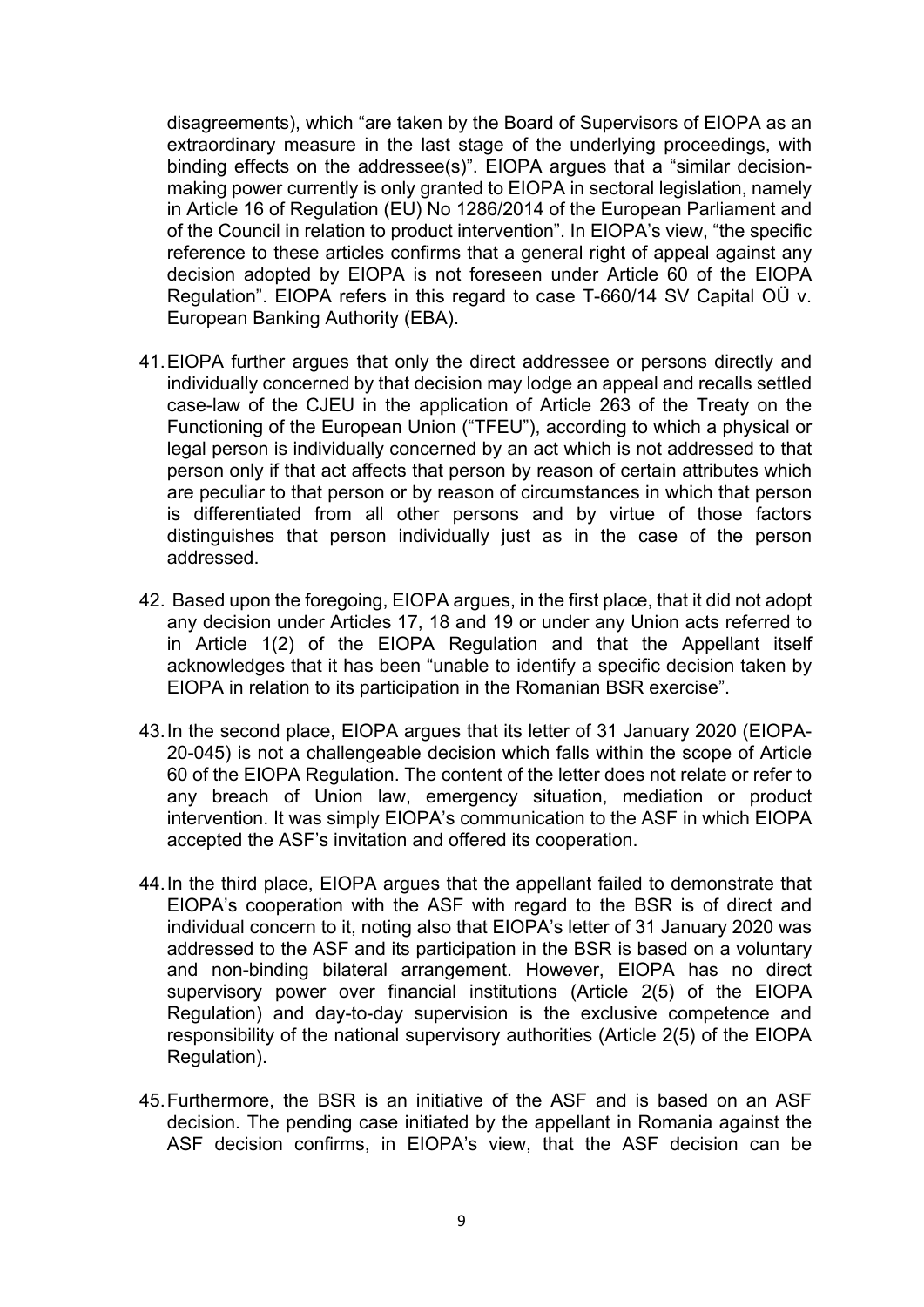disagreements), which "are taken by the Board of Supervisors of EIOPA as an extraordinary measure in the last stage of the underlying proceedings, with binding effects on the addressee(s)". EIOPA argues that a "similar decision-making power currently is only granted to EIOPA in sectoral legislation, namely in Article 16 of Regulation (EU) No 1286/2014 of the European Parliament and of the Council in relation to product intervention". In EIOPA's view, "the specific reference to these articles confirms that a general right of appeal against any decision adopted by EIOPA is not foreseen under Article 60 of the EIOPA Regulation". EIOPA refers in this regard to case T-660/14 SV Capital OÜ v. European Banking Authority (EBA).

41. EIOPA further argues that only the direct addressee or persons directly and individually concerned by that decision may lodge an appeal and recalls settled case-law of the CJEU in the application of Article 263 of the Treaty on the Functioning of the European Union ("TFEU"), according to which a physical or legal person is individually concerned by an act which is not addressed to that person only if that act affects that person by reason of certain attributes which are peculiar to that person or by reason of circumstances in which that person is differentiated from all other persons and by virtue of those factors distinguishes that person individually just as in the case of the person addressed.

42. Based upon the foregoing, EIOPA argues, in the first place, that it did not adopt any decision under Articles 17, 18 and 19 or under any Union acts referred to in Article 1(2) of the EIOPA Regulation and that the Appellant itself acknowledges that it has been "unable to identify a specific decision taken by EIOPA in relation to its participation in the Romanian BSR exercise".

43. In the second place, EIOPA argues that its letter of 31 January 2020 (EIOPA-20-045) is not a challengeable decision which falls within the scope of Article 60 of the EIOPA Regulation. The content of the letter does not relate or refer to any breach of Union law, emergency situation, mediation or product intervention. It was simply EIOPA's communication to the ASF in which EIOPA accepted the ASF's invitation and offered its cooperation.

44. In the third place, EIOPA argues that the appellant failed to demonstrate that EIOPA's cooperation with the ASF with regard to the BSR is of direct and individual concern to it, noting also that EIOPA's letter of 31 January 2020 was addressed to the ASF and its participation in the BSR is based on a voluntary and non-binding bilateral arrangement. However, EIOPA has no direct supervisory power over financial institutions (Article 2(5) of the EIOPA Regulation) and day-to-day supervision is the exclusive competence and responsibility of the national supervisory authorities (Article 2(5) of the EIOPA Regulation).

45. Furthermore, the BSR is an initiative of the ASF and is based on an ASF decision. The pending case initiated by the appellant in Romania against the ASF decision confirms, in EIOPA's view, that the ASF decision can be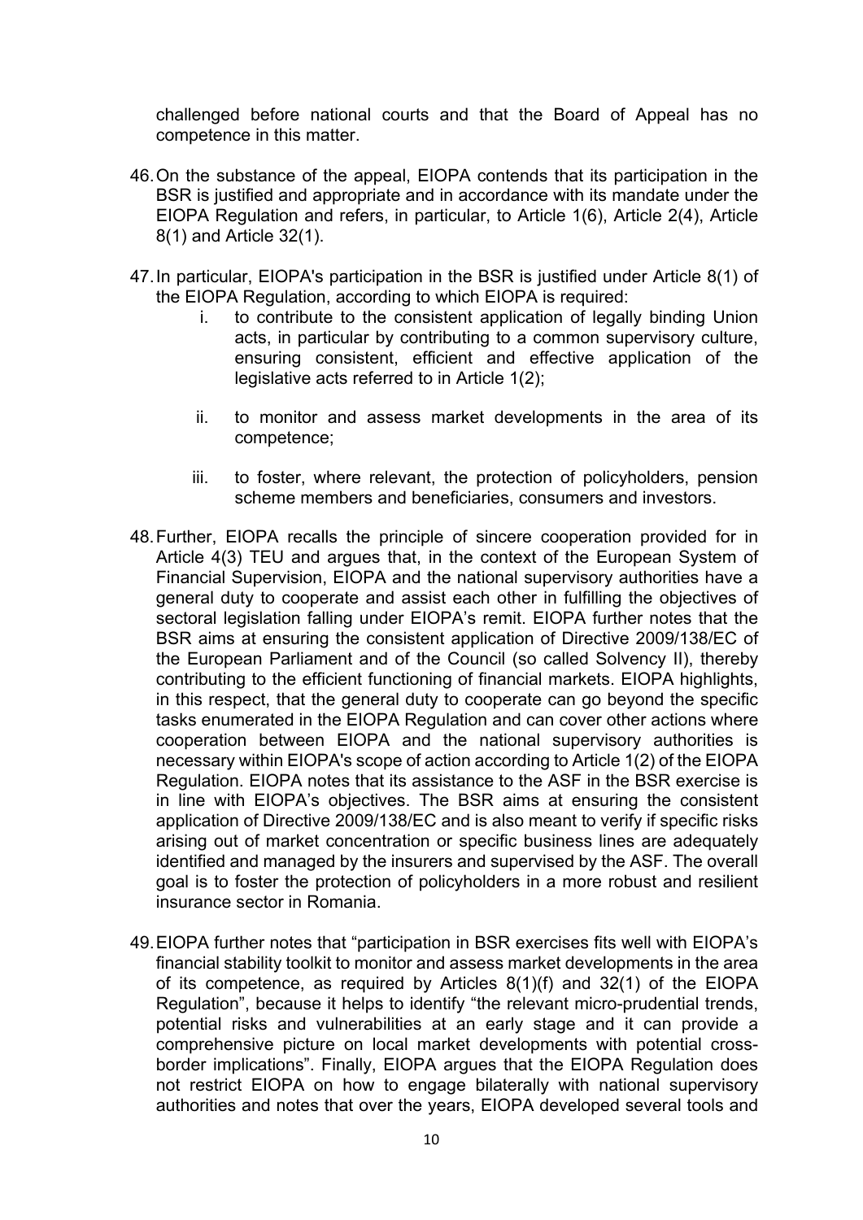challenged before national courts and that the Board of Appeal has no competence in this matter.

46. On the substance of the appeal, EIOPA contends that its participation in the BSR is justified and appropriate and in accordance with its mandate under the EIOPA Regulation and refers, in particular, to Article 1(6), Article 2(4), Article 8(1) and Article 32(1).

47. In particular, EIOPA's participation in the BSR is justified under Article 8(1) of the EIOPA Regulation, according to which EIOPA is required:

    i. to contribute to the consistent application of legally binding Union acts, in particular by contributing to a common supervisory culture, ensuring consistent, efficient and effective application of the legislative acts referred to in Article 1(2);

    ii. to monitor and assess market developments in the area of its competence;

    iii. to foster, where relevant, the protection of policyholders, pension scheme members and beneficiaries, consumers and investors.

48. Further, EIOPA recalls the principle of sincere cooperation provided for in Article 4(3) TEU and argues that, in the context of the European System of Financial Supervision, EIOPA and the national supervisory authorities have a general duty to cooperate and assist each other in fulfilling the objectives of sectoral legislation falling under EIOPA's remit. EIOPA further notes that the BSR aims at ensuring the consistent application of Directive 2009/138/EC of the European Parliament and of the Council (so called Solvency II), thereby contributing to the efficient functioning of financial markets. EIOPA highlights, in this respect, that the general duty to cooperate can go beyond the specific tasks enumerated in the EIOPA Regulation and can cover other actions where cooperation between EIOPA and the national supervisory authorities is necessary within EIOPA's scope of action according to Article 1(2) of the EIOPA Regulation. EIOPA notes that its assistance to the ASF in the BSR exercise is in line with EIOPA's objectives. The BSR aims at ensuring the consistent application of Directive 2009/138/EC and is also meant to verify if specific risks arising out of market concentration or specific business lines are adequately identified and managed by the insurers and supervised by the ASF. The overall goal is to foster the protection of policyholders in a more robust and resilient insurance sector in Romania.

49. EIOPA further notes that "participation in BSR exercises fits well with EIOPA's financial stability toolkit to monitor and assess market developments in the area of its competence, as required by Articles 8(1)(f) and 32(1) of the EIOPA Regulation", because it helps to identify "the relevant micro-prudential trends, potential risks and vulnerabilities at an early stage and it can provide a comprehensive picture on local market developments with potential cross-border implications". Finally, EIOPA argues that the EIOPA Regulation does not restrict EIOPA on how to engage bilaterally with national supervisory authorities and notes that over the years, EIOPA developed several tools and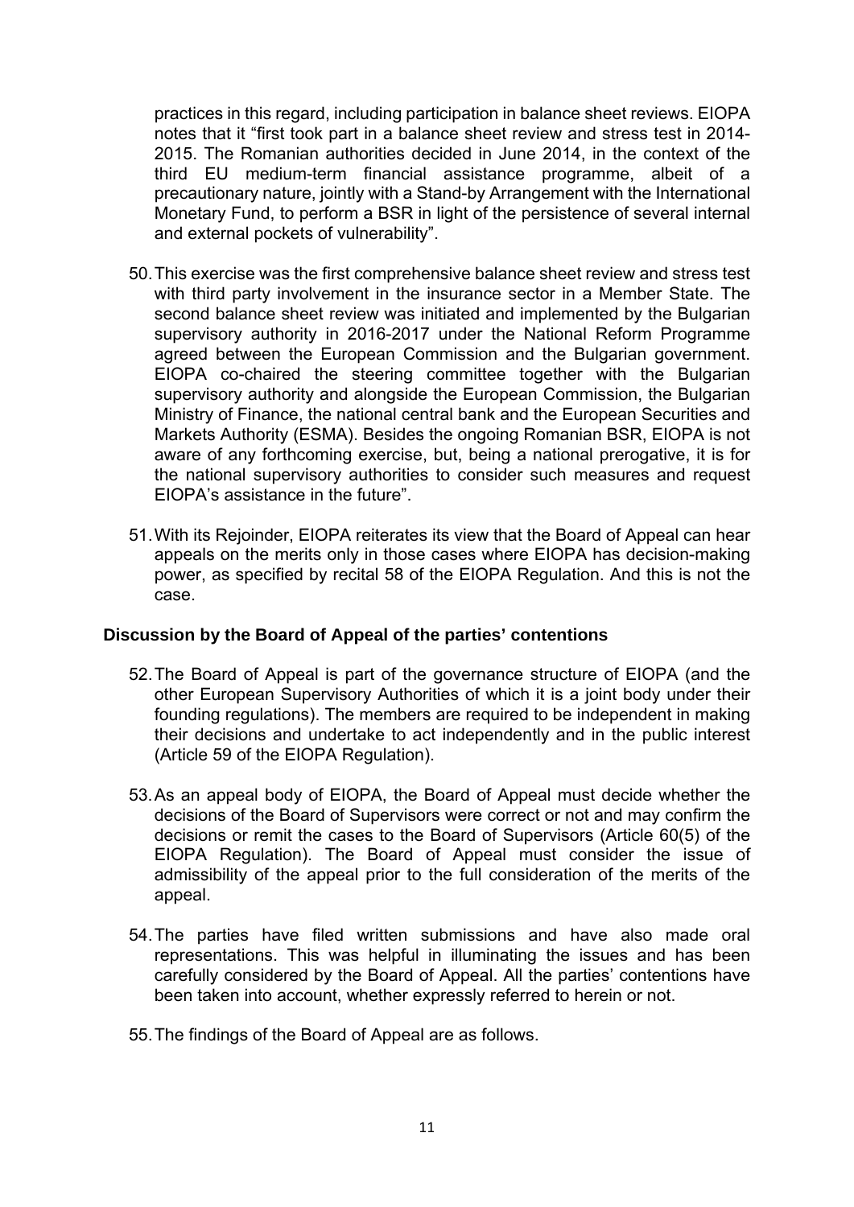practices in this regard, including participation in balance sheet reviews. EIOPA notes that it "first took part in a balance sheet review and stress test in 2014-2015. The Romanian authorities decided in June 2014, in the context of the third EU medium-term financial assistance programme, albeit of a precautionary nature, jointly with a Stand-by Arrangement with the International Monetary Fund, to perform a BSR in light of the persistence of several internal and external pockets of vulnerability".

50. This exercise was the first comprehensive balance sheet review and stress test with third party involvement in the insurance sector in a Member State. The second balance sheet review was initiated and implemented by the Bulgarian supervisory authority in 2016-2017 under the National Reform Programme agreed between the European Commission and the Bulgarian government. EIOPA co-chaired the steering committee together with the Bulgarian supervisory authority and alongside the European Commission, the Bulgarian Ministry of Finance, the national central bank and the European Securities and Markets Authority (ESMA). Besides the ongoing Romanian BSR, EIOPA is not aware of any forthcoming exercise, but, being a national prerogative, it is for the national supervisory authorities to consider such measures and request EIOPA's assistance in the future".

51. With its Rejoinder, EIOPA reiterates its view that the Board of Appeal can hear appeals on the merits only in those cases where EIOPA has decision-making power, as specified by recital 58 of the EIOPA Regulation. And this is not the case.

### Discussion by the Board of Appeal of the parties' contentions

52. The Board of Appeal is part of the governance structure of EIOPA (and the other European Supervisory Authorities of which it is a joint body under their founding regulations). The members are required to be independent in making their decisions and undertake to act independently and in the public interest (Article 59 of the EIOPA Regulation).

53. As an appeal body of EIOPA, the Board of Appeal must decide whether the decisions of the Board of Supervisors were correct or not and may confirm the decisions or remit the cases to the Board of Supervisors (Article 60(5) of the EIOPA Regulation). The Board of Appeal must consider the issue of admissibility of the appeal prior to the full consideration of the merits of the appeal.

54. The parties have filed written submissions and have also made oral representations. This was helpful in illuminating the issues and has been carefully considered by the Board of Appeal. All the parties' contentions have been taken into account, whether expressly referred to herein or not.

55. The findings of the Board of Appeal are as follows.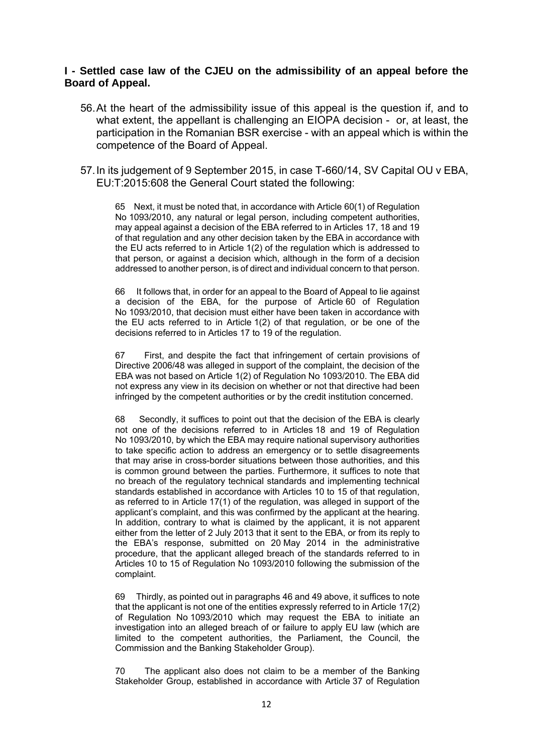**I - Settled case law of the CJEU on the admissibility of an appeal before the Board of Appeal.**

56. At the heart of the admissibility issue of this appeal is the question if, and to what extent, the appellant is challenging an EIOPA decision - or, at least, the participation in the Romanian BSR exercise - with an appeal which is within the competence of the Board of Appeal.

57. In its judgement of 9 September 2015, in case T-660/14, SV Capital OU v EBA, EU:T:2015:608 the General Court stated the following:

> 65 Next, it must be noted that, in accordance with Article 60(1) of Regulation No 1093/2010, any natural or legal person, including competent authorities, may appeal against a decision of the EBA referred to in Articles 17, 18 and 19 of that regulation and any other decision taken by the EBA in accordance with the EU acts referred to in Article 1(2) of the regulation which is addressed to that person, or against a decision which, although in the form of a decision addressed to another person, is of direct and individual concern to that person.
>
> 66 It follows that, in order for an appeal to the Board of Appeal to lie against a decision of the EBA, for the purpose of Article 60 of Regulation No 1093/2010, that decision must either have been taken in accordance with the EU acts referred to in Article 1(2) of that regulation, or be one of the decisions referred to in Articles 17 to 19 of the regulation.
>
> 67 First, and despite the fact that infringement of certain provisions of Directive 2006/48 was alleged in support of the complaint, the decision of the EBA was not based on Article 1(2) of Regulation No 1093/2010. The EBA did not express any view in its decision on whether or not that directive had been infringed by the competent authorities or by the credit institution concerned.
>
> 68 Secondly, it suffices to point out that the decision of the EBA is clearly not one of the decisions referred to in Articles 18 and 19 of Regulation No 1093/2010, by which the EBA may require national supervisory authorities to take specific action to address an emergency or to settle disagreements that may arise in cross-border situations between those authorities, and this is common ground between the parties. Furthermore, it suffices to note that no breach of the regulatory technical standards and implementing technical standards established in accordance with Articles 10 to 15 of that regulation, as referred to in Article 17(1) of the regulation, was alleged in support of the applicant's complaint, and this was confirmed by the applicant at the hearing. In addition, contrary to what is claimed by the applicant, it is not apparent either from the letter of 2 July 2013 that it sent to the EBA, or from its reply to the EBA's response, submitted on 20 May 2014 in the administrative procedure, that the applicant alleged breach of the standards referred to in Articles 10 to 15 of Regulation No 1093/2010 following the submission of the complaint.
>
> 69 Thirdly, as pointed out in paragraphs 46 and 49 above, it suffices to note that the applicant is not one of the entities expressly referred to in Article 17(2) of Regulation No 1093/2010 which may request the EBA to initiate an investigation into an alleged breach of or failure to apply EU law (which are limited to the competent authorities, the Parliament, the Council, the Commission and the Banking Stakeholder Group).
>
> 70 The applicant also does not claim to be a member of the Banking Stakeholder Group, established in accordance with Article 37 of Regulation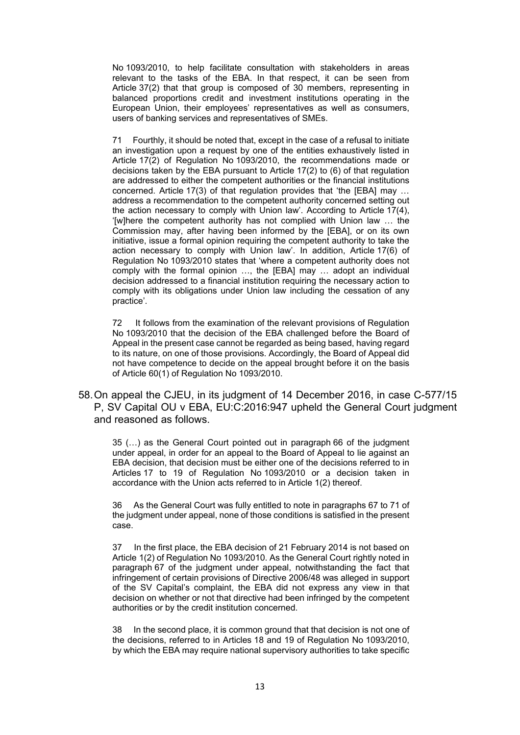No 1093/2010, to help facilitate consultation with stakeholders in areas relevant to the tasks of the EBA. In that respect, it can be seen from Article 37(2) that that group is composed of 30 members, representing in balanced proportions credit and investment institutions operating in the European Union, their employees' representatives as well as consumers, users of banking services and representatives of SMEs.

> 71 Fourthly, it should be noted that, except in the case of a refusal to initiate an investigation upon a request by one of the entities exhaustively listed in Article 17(2) of Regulation No 1093/2010, the recommendations made or decisions taken by the EBA pursuant to Article 17(2) to (6) of that regulation are addressed to either the competent authorities or the financial institutions concerned. Article 17(3) of that regulation provides that 'the [EBA] may … address a recommendation to the competent authority concerned setting out the action necessary to comply with Union law'. According to Article 17(4), '[w]here the competent authority has not complied with Union law … the Commission may, after having been informed by the [EBA], or on its own initiative, issue a formal opinion requiring the competent authority to take the action necessary to comply with Union law'. In addition, Article 17(6) of Regulation No 1093/2010 states that 'where a competent authority does not comply with the formal opinion …, the [EBA] may … adopt an individual decision addressed to a financial institution requiring the necessary action to comply with its obligations under Union law including the cessation of any practice'.
>
> 72 It follows from the examination of the relevant provisions of Regulation No 1093/2010 that the decision of the EBA challenged before the Board of Appeal in the present case cannot be regarded as being based, having regard to its nature, on one of those provisions. Accordingly, the Board of Appeal did not have competence to decide on the appeal brought before it on the basis of Article 60(1) of Regulation No 1093/2010.

58. On appeal the CJEU, in its judgment of 14 December 2016, in case C-577/15 P, SV Capital OU v EBA, EU:C:2016:947 upheld the General Court judgment and reasoned as follows.

> 35 (…) as the General Court pointed out in paragraph 66 of the judgment under appeal, in order for an appeal to the Board of Appeal to lie against an EBA decision, that decision must be either one of the decisions referred to in Articles 17 to 19 of Regulation No 1093/2010 or a decision taken in accordance with the Union acts referred to in Article 1(2) thereof.
>
> 36 As the General Court was fully entitled to note in paragraphs 67 to 71 of the judgment under appeal, none of those conditions is satisfied in the present case.
>
> 37 In the first place, the EBA decision of 21 February 2014 is not based on Article 1(2) of Regulation No 1093/2010. As the General Court rightly noted in paragraph 67 of the judgment under appeal, notwithstanding the fact that infringement of certain provisions of Directive 2006/48 was alleged in support of the SV Capital's complaint, the EBA did not express any view in that decision on whether or not that directive had been infringed by the competent authorities or by the credit institution concerned.
>
> 38 In the second place, it is common ground that that decision is not one of the decisions, referred to in Articles 18 and 19 of Regulation No 1093/2010, by which the EBA may require national supervisory authorities to take specific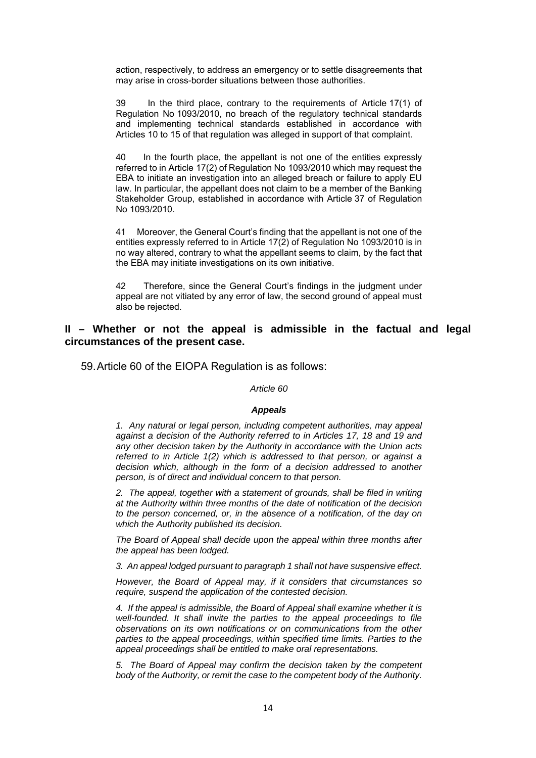> action, respectively, to address an emergency or to settle disagreements that may arise in cross-border situations between those authorities.
>
> 39 In the third place, contrary to the requirements of Article 17(1) of Regulation No 1093/2010, no breach of the regulatory technical standards and implementing technical standards established in accordance with Articles 10 to 15 of that regulation was alleged in support of that complaint.
>
> 40 In the fourth place, the appellant is not one of the entities expressly referred to in Article 17(2) of Regulation No 1093/2010 which may request the EBA to initiate an investigation into an alleged breach or failure to apply EU law. In particular, the appellant does not claim to be a member of the Banking Stakeholder Group, established in accordance with Article 37 of Regulation No 1093/2010.
>
> 41 Moreover, the General Court's finding that the appellant is not one of the entities expressly referred to in Article 17(2) of Regulation No 1093/2010 is in no way altered, contrary to what the appellant seems to claim, by the fact that the EBA may initiate investigations on its own initiative.
>
> 42 Therefore, since the General Court's findings in the judgment under appeal are not vitiated by any error of law, the second ground of appeal must also be rejected.

## II – Whether or not the appeal is admissible in the factual and legal circumstances of the present case.

59. Article 60 of the EIOPA Regulation is as follows:

> *Article 60*
>
> ***Appeals***
>
> *1. Any natural or legal person, including competent authorities, may appeal against a decision of the Authority referred to in Articles 17, 18 and 19 and any other decision taken by the Authority in accordance with the Union acts referred to in Article 1(2) which is addressed to that person, or against a decision which, although in the form of a decision addressed to another person, is of direct and individual concern to that person.*
>
> *2. The appeal, together with a statement of grounds, shall be filed in writing at the Authority within three months of the date of notification of the decision to the person concerned, or, in the absence of a notification, of the day on which the Authority published its decision.*
>
> *The Board of Appeal shall decide upon the appeal within three months after the appeal has been lodged.*
>
> *3. An appeal lodged pursuant to paragraph 1 shall not have suspensive effect.*
>
> *However, the Board of Appeal may, if it considers that circumstances so require, suspend the application of the contested decision.*
>
> *4. If the appeal is admissible, the Board of Appeal shall examine whether it is well-founded. It shall invite the parties to the appeal proceedings to file observations on its own notifications or on communications from the other parties to the appeal proceedings, within specified time limits. Parties to the appeal proceedings shall be entitled to make oral representations.*
>
> *5. The Board of Appeal may confirm the decision taken by the competent body of the Authority, or remit the case to the competent body of the Authority.*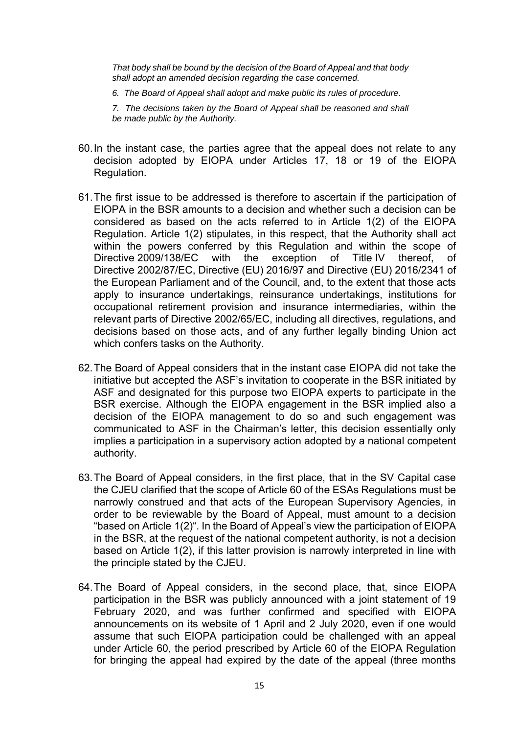*That body shall be bound by the decision of the Board of Appeal and that body shall adopt an amended decision regarding the case concerned.*

*6. The Board of Appeal shall adopt and make public its rules of procedure.*

*7. The decisions taken by the Board of Appeal shall be reasoned and shall be made public by the Authority.*

60. In the instant case, the parties agree that the appeal does not relate to any decision adopted by EIOPA under Articles 17, 18 or 19 of the EIOPA Regulation.

61. The first issue to be addressed is therefore to ascertain if the participation of EIOPA in the BSR amounts to a decision and whether such a decision can be considered as based on the acts referred to in Article 1(2) of the EIOPA Regulation. Article 1(2) stipulates, in this respect, that the Authority shall act within the powers conferred by this Regulation and within the scope of Directive 2009/138/EC with the exception of Title IV thereof, of Directive 2002/87/EC, Directive (EU) 2016/97 and Directive (EU) 2016/2341 of the European Parliament and of the Council, and, to the extent that those acts apply to insurance undertakings, reinsurance undertakings, institutions for occupational retirement provision and insurance intermediaries, within the relevant parts of Directive 2002/65/EC, including all directives, regulations, and decisions based on those acts, and of any further legally binding Union act which confers tasks on the Authority.

62. The Board of Appeal considers that in the instant case EIOPA did not take the initiative but accepted the ASF's invitation to cooperate in the BSR initiated by ASF and designated for this purpose two EIOPA experts to participate in the BSR exercise. Although the EIOPA engagement in the BSR implied also a decision of the EIOPA management to do so and such engagement was communicated to ASF in the Chairman's letter, this decision essentially only implies a participation in a supervisory action adopted by a national competent authority.

63. The Board of Appeal considers, in the first place, that in the SV Capital case the CJEU clarified that the scope of Article 60 of the ESAs Regulations must be narrowly construed and that acts of the European Supervisory Agencies, in order to be reviewable by the Board of Appeal, must amount to a decision "based on Article 1(2)". In the Board of Appeal's view the participation of EIOPA in the BSR, at the request of the national competent authority, is not a decision based on Article 1(2), if this latter provision is narrowly interpreted in line with the principle stated by the CJEU.

64. The Board of Appeal considers, in the second place, that, since EIOPA participation in the BSR was publicly announced with a joint statement of 19 February 2020, and was further confirmed and specified with EIOPA announcements on its website of 1 April and 2 July 2020, even if one would assume that such EIOPA participation could be challenged with an appeal under Article 60, the period prescribed by Article 60 of the EIOPA Regulation for bringing the appeal had expired by the date of the appeal (three months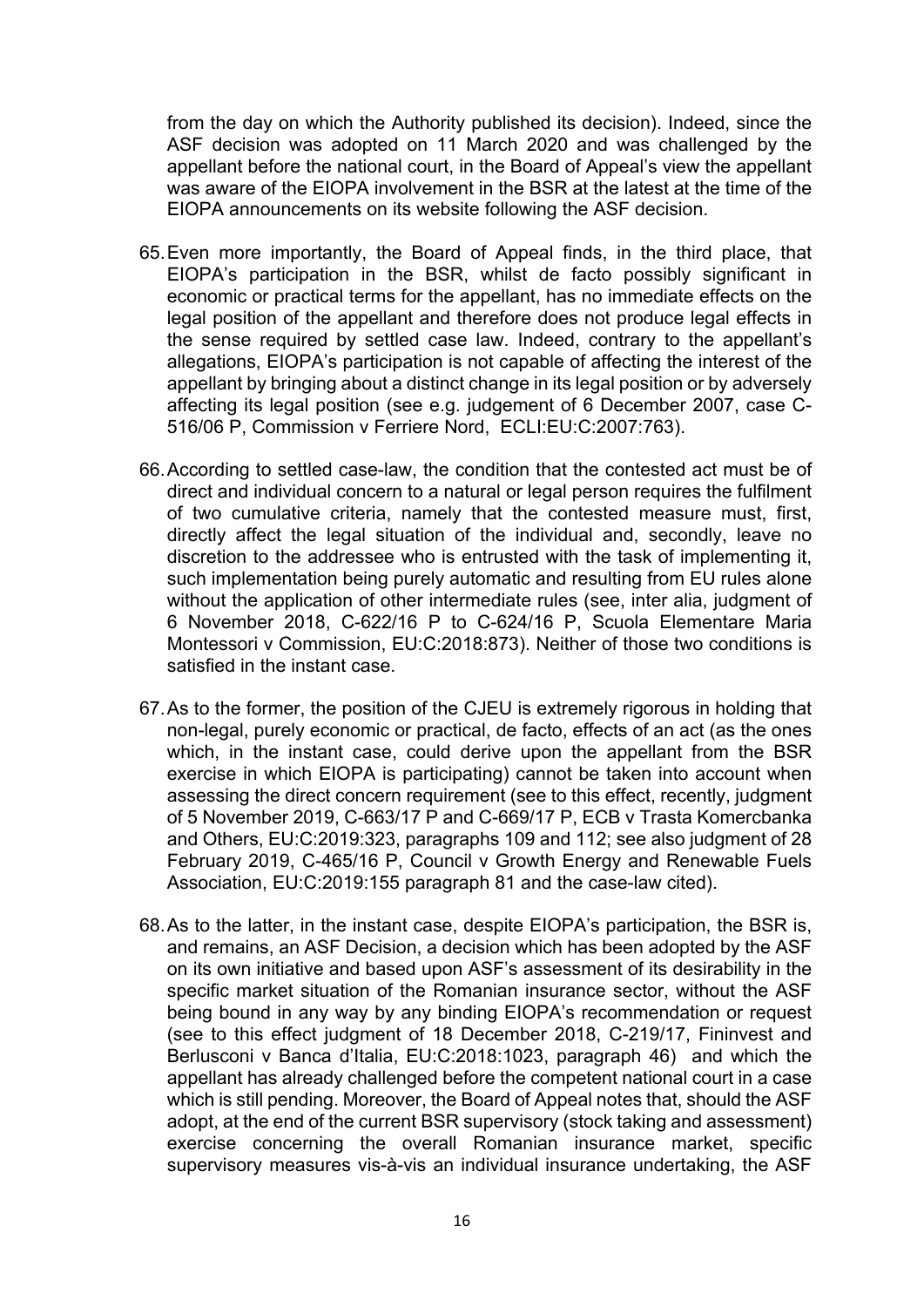from the day on which the Authority published its decision). Indeed, since the ASF decision was adopted on 11 March 2020 and was challenged by the appellant before the national court, in the Board of Appeal's view the appellant was aware of the EIOPA involvement in the BSR at the latest at the time of the EIOPA announcements on its website following the ASF decision.

65. Even more importantly, the Board of Appeal finds, in the third place, that EIOPA's participation in the BSR, whilst de facto possibly significant in economic or practical terms for the appellant, has no immediate effects on the legal position of the appellant and therefore does not produce legal effects in the sense required by settled case law. Indeed, contrary to the appellant's allegations, EIOPA's participation is not capable of affecting the interest of the appellant by bringing about a distinct change in its legal position or by adversely affecting its legal position (see e.g. judgement of 6 December 2007, case C-516/06 P, Commission v Ferriere Nord, ECLI:EU:C:2007:763).

66. According to settled case-law, the condition that the contested act must be of direct and individual concern to a natural or legal person requires the fulfilment of two cumulative criteria, namely that the contested measure must, first, directly affect the legal situation of the individual and, secondly, leave no discretion to the addressee who is entrusted with the task of implementing it, such implementation being purely automatic and resulting from EU rules alone without the application of other intermediate rules (see, inter alia, judgment of 6 November 2018, C-622/16 P to C-624/16 P, Scuola Elementare Maria Montessori v Commission, EU:C:2018:873). Neither of those two conditions is satisfied in the instant case.

67. As to the former, the position of the CJEU is extremely rigorous in holding that non-legal, purely economic or practical, de facto, effects of an act (as the ones which, in the instant case, could derive upon the appellant from the BSR exercise in which EIOPA is participating) cannot be taken into account when assessing the direct concern requirement (see to this effect, recently, judgment of 5 November 2019, C-663/17 P and C-669/17 P, ECB v Trasta Komercbanka and Others, EU:C:2019:323, paragraphs 109 and 112; see also judgment of 28 February 2019, C-465/16 P, Council v Growth Energy and Renewable Fuels Association, EU:C:2019:155 paragraph 81 and the case-law cited).

68. As to the latter, in the instant case, despite EIOPA's participation, the BSR is, and remains, an ASF Decision, a decision which has been adopted by the ASF on its own initiative and based upon ASF's assessment of its desirability in the specific market situation of the Romanian insurance sector, without the ASF being bound in any way by any binding EIOPA's recommendation or request (see to this effect judgment of 18 December 2018, C-219/17, Fininvest and Berlusconi v Banca d'Italia, EU:C:2018:1023, paragraph 46) and which the appellant has already challenged before the competent national court in a case which is still pending. Moreover, the Board of Appeal notes that, should the ASF adopt, at the end of the current BSR supervisory (stock taking and assessment) exercise concerning the overall Romanian insurance market, specific supervisory measures vis-à-vis an individual insurance undertaking, the ASF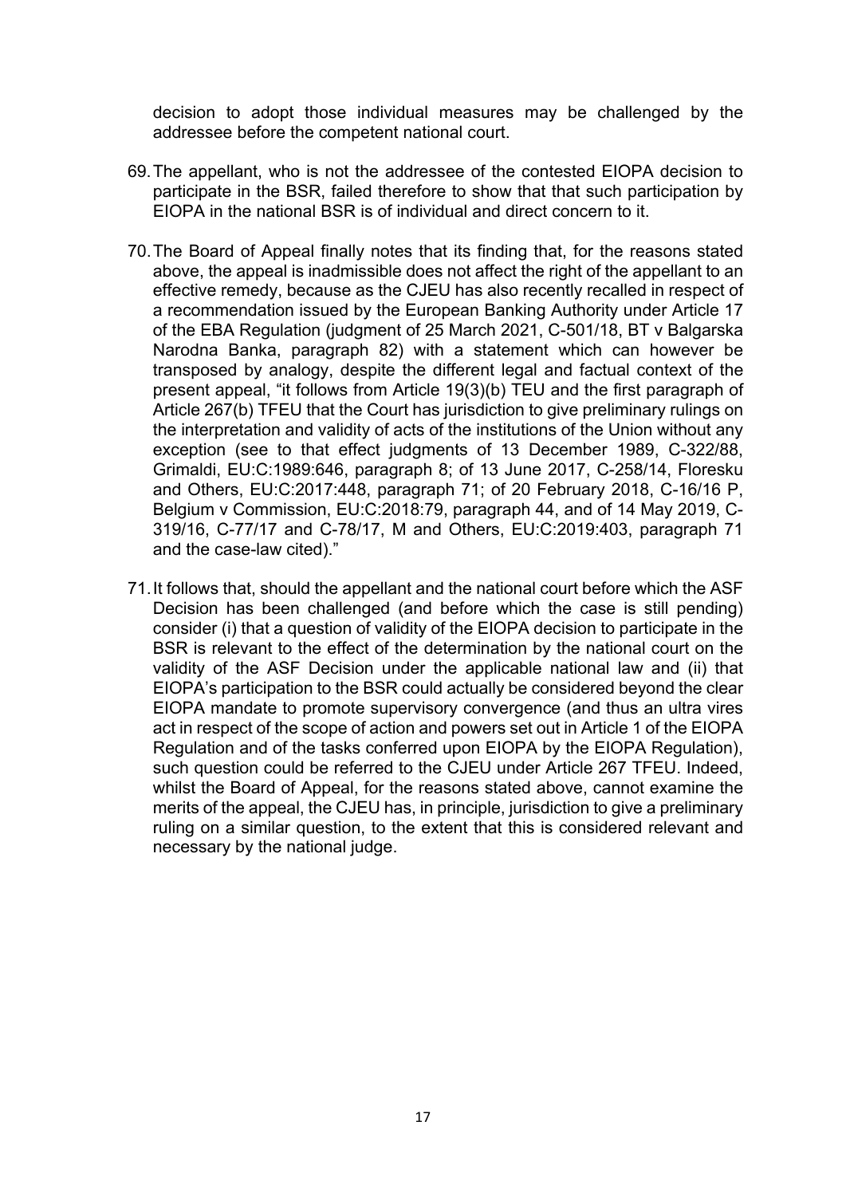decision to adopt those individual measures may be challenged by the addressee before the competent national court.

69. The appellant, who is not the addressee of the contested EIOPA decision to participate in the BSR, failed therefore to show that that such participation by EIOPA in the national BSR is of individual and direct concern to it.

70. The Board of Appeal finally notes that its finding that, for the reasons stated above, the appeal is inadmissible does not affect the right of the appellant to an effective remedy, because as the CJEU has also recently recalled in respect of a recommendation issued by the European Banking Authority under Article 17 of the EBA Regulation (judgment of 25 March 2021, C-501/18, BT v Balgarska Narodna Banka, paragraph 82) with a statement which can however be transposed by analogy, despite the different legal and factual context of the present appeal, "it follows from Article 19(3)(b) TEU and the first paragraph of Article 267(b) TFEU that the Court has jurisdiction to give preliminary rulings on the interpretation and validity of acts of the institutions of the Union without any exception (see to that effect judgments of 13 December 1989, C-322/88, Grimaldi, EU:C:1989:646, paragraph 8; of 13 June 2017, C-258/14, Floresku and Others, EU:C:2017:448, paragraph 71; of 20 February 2018, C-16/16 P, Belgium v Commission, EU:C:2018:79, paragraph 44, and of 14 May 2019, C-319/16, C-77/17 and C-78/17, M and Others, EU:C:2019:403, paragraph 71 and the case-law cited)."

71. It follows that, should the appellant and the national court before which the ASF Decision has been challenged (and before which the case is still pending) consider (i) that a question of validity of the EIOPA decision to participate in the BSR is relevant to the effect of the determination by the national court on the validity of the ASF Decision under the applicable national law and (ii) that EIOPA's participation to the BSR could actually be considered beyond the clear EIOPA mandate to promote supervisory convergence (and thus an ultra vires act in respect of the scope of action and powers set out in Article 1 of the EIOPA Regulation and of the tasks conferred upon EIOPA by the EIOPA Regulation), such question could be referred to the CJEU under Article 267 TFEU. Indeed, whilst the Board of Appeal, for the reasons stated above, cannot examine the merits of the appeal, the CJEU has, in principle, jurisdiction to give a preliminary ruling on a similar question, to the extent that this is considered relevant and necessary by the national judge.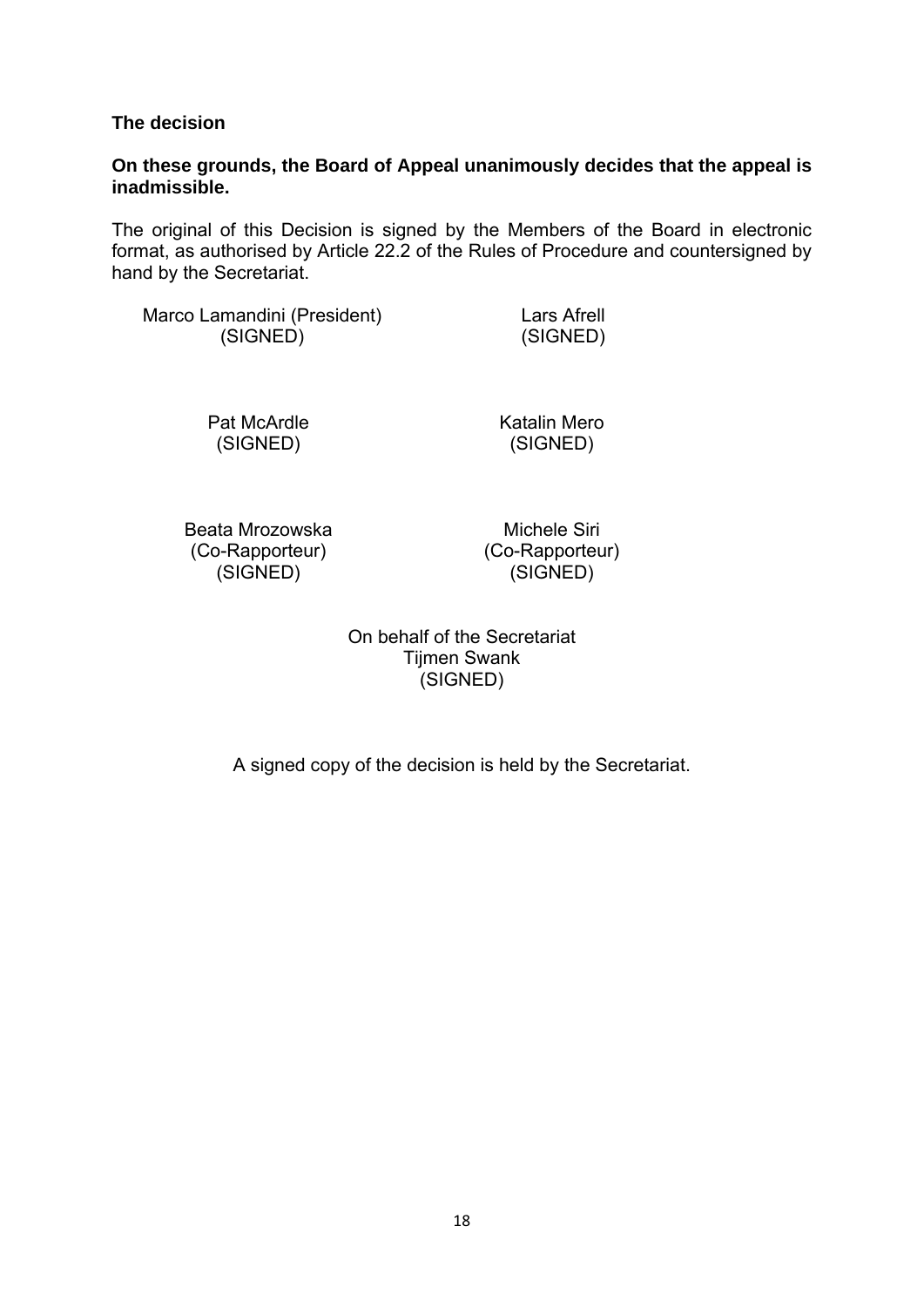**The decision**

**On these grounds, the Board of Appeal unanimously decides that the appeal is inadmissible.**

The original of this Decision is signed by the Members of the Board in electronic format, as authorised by Article 22.2 of the Rules of Procedure and countersigned by hand by the Secretariat.

Marco Lamandini (President)
(SIGNED)

Lars Afrell
(SIGNED)

Pat McArdle
(SIGNED)

Katalin Mero
(SIGNED)

Beata Mrozowska
(Co-Rapporteur)
(SIGNED)

Michele Siri
(Co-Rapporteur)
(SIGNED)

On behalf of the Secretariat
Tijmen Swank
(SIGNED)

A signed copy of the decision is held by the Secretariat.